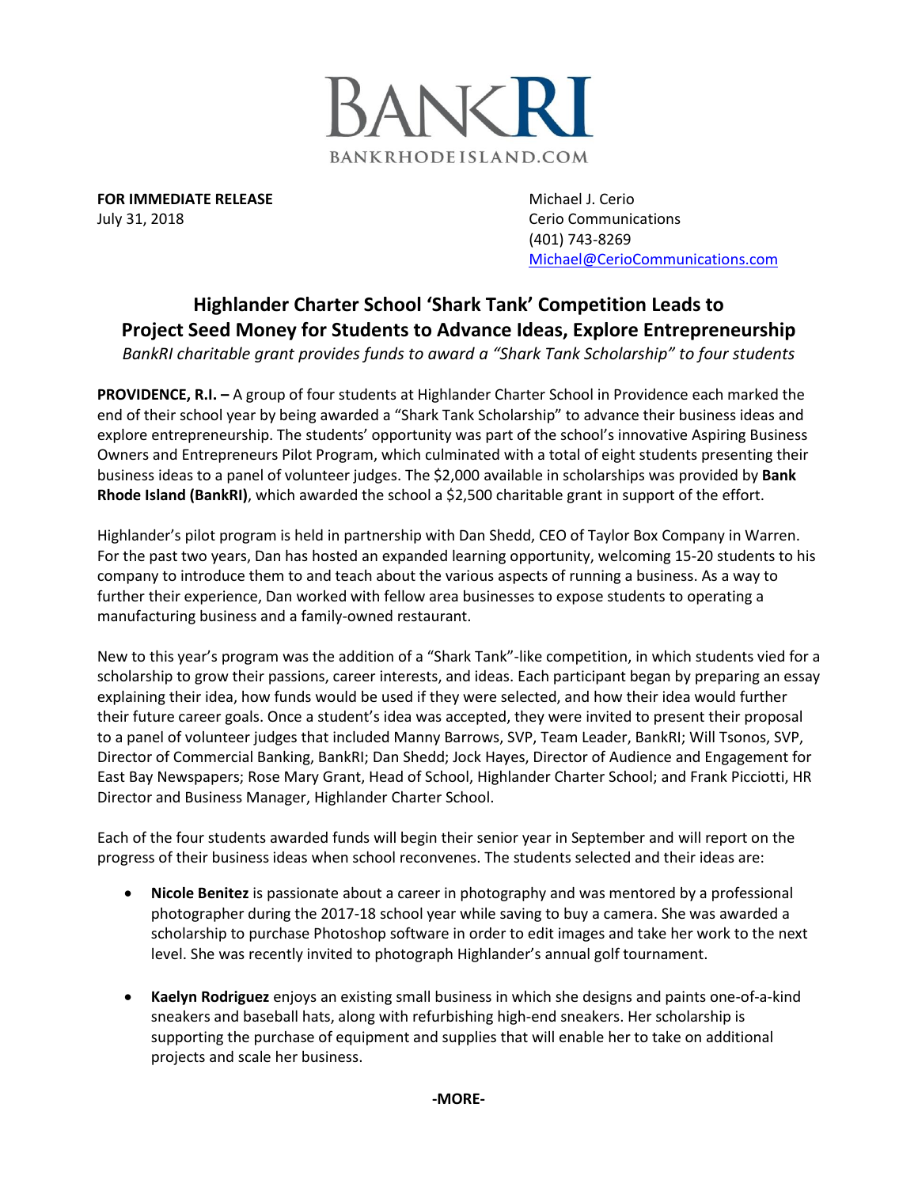BANKRI

BANKRHODEISLAND.COM

**FOR IMMEDIATE RELEASE**
July 31, 2018

Michael J. Cerio
Cerio Communications
(401) 743-8269
Michael@CerioCommunications.com

## Highlander Charter School 'Shark Tank' Competition Leads to Project Seed Money for Students to Advance Ideas, Explore Entrepreneurship

*BankRI charitable grant provides funds to award a "Shark Tank Scholarship" to four students*

**PROVIDENCE, R.I. –** A group of four students at Highlander Charter School in Providence each marked the end of their school year by being awarded a "Shark Tank Scholarship" to advance their business ideas and explore entrepreneurship. The students' opportunity was part of the school's innovative Aspiring Business Owners and Entrepreneurs Pilot Program, which culminated with a total of eight students presenting their business ideas to a panel of volunteer judges. The $2,000 available in scholarships was provided by **Bank Rhode Island (BankRI)**, which awarded the school a $2,500 charitable grant in support of the effort.

Highlander's pilot program is held in partnership with Dan Shedd, CEO of Taylor Box Company in Warren. For the past two years, Dan has hosted an expanded learning opportunity, welcoming 15-20 students to his company to introduce them to and teach about the various aspects of running a business. As a way to further their experience, Dan worked with fellow area businesses to expose students to operating a manufacturing business and a family-owned restaurant.

New to this year's program was the addition of a "Shark Tank"-like competition, in which students vied for a scholarship to grow their passions, career interests, and ideas. Each participant began by preparing an essay explaining their idea, how funds would be used if they were selected, and how their idea would further their future career goals. Once a student's idea was accepted, they were invited to present their proposal to a panel of volunteer judges that included Manny Barrows, SVP, Team Leader, BankRI; Will Tsonos, SVP, Director of Commercial Banking, BankRI; Dan Shedd; Jock Hayes, Director of Audience and Engagement for East Bay Newspapers; Rose Mary Grant, Head of School, Highlander Charter School; and Frank Picciotti, HR Director and Business Manager, Highlander Charter School.

Each of the four students awarded funds will begin their senior year in September and will report on the progress of their business ideas when school reconvenes. The students selected and their ideas are:

- **Nicole Benitez** is passionate about a career in photography and was mentored by a professional photographer during the 2017-18 school year while saving to buy a camera. She was awarded a scholarship to purchase Photoshop software in order to edit images and take her work to the next level. She was recently invited to photograph Highlander's annual golf tournament.

- **Kaelyn Rodriguez** enjoys an existing small business in which she designs and paints one-of-a-kind sneakers and baseball hats, along with refurbishing high-end sneakers. Her scholarship is supporting the purchase of equipment and supplies that will enable her to take on additional projects and scale her business.

**-MORE-**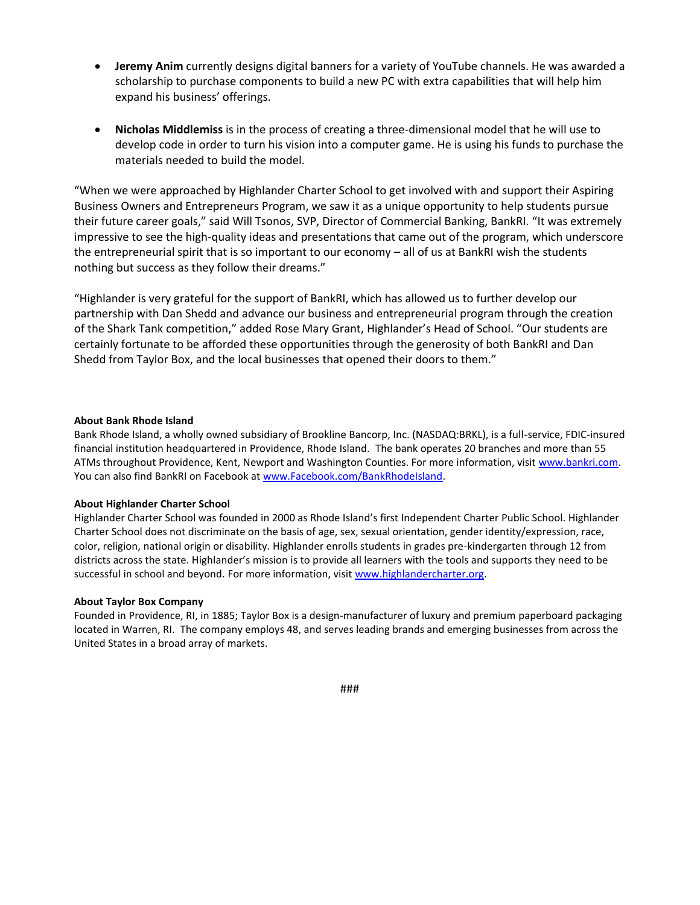- **Jeremy Anim** currently designs digital banners for a variety of YouTube channels. He was awarded a scholarship to purchase components to build a new PC with extra capabilities that will help him expand his business' offerings.

- **Nicholas Middlemiss** is in the process of creating a three-dimensional model that he will use to develop code in order to turn his vision into a computer game. He is using his funds to purchase the materials needed to build the model.

"When we were approached by Highlander Charter School to get involved with and support their Aspiring Business Owners and Entrepreneurs Program, we saw it as a unique opportunity to help students pursue their future career goals," said Will Tsonos, SVP, Director of Commercial Banking, BankRI. "It was extremely impressive to see the high-quality ideas and presentations that came out of the program, which underscore the entrepreneurial spirit that is so important to our economy – all of us at BankRI wish the students nothing but success as they follow their dreams."

"Highlander is very grateful for the support of BankRI, which has allowed us to further develop our partnership with Dan Shedd and advance our business and entrepreneurial program through the creation of the Shark Tank competition," added Rose Mary Grant, Highlander's Head of School. "Our students are certainly fortunate to be afforded these opportunities through the generosity of both BankRI and Dan Shedd from Taylor Box, and the local businesses that opened their doors to them."

**About Bank Rhode Island**

Bank Rhode Island, a wholly owned subsidiary of Brookline Bancorp, Inc. (NASDAQ:BRKL), is a full-service, FDIC-insured financial institution headquartered in Providence, Rhode Island. The bank operates 20 branches and more than 55 ATMs throughout Providence, Kent, Newport and Washington Counties. For more information, visit www.bankri.com. You can also find BankRI on Facebook at www.Facebook.com/BankRhodeIsland.

**About Highlander Charter School**

Highlander Charter School was founded in 2000 as Rhode Island's first Independent Charter Public School. Highlander Charter School does not discriminate on the basis of age, sex, sexual orientation, gender identity/expression, race, color, religion, national origin or disability. Highlander enrolls students in grades pre-kindergarten through 12 from districts across the state. Highlander's mission is to provide all learners with the tools and supports they need to be successful in school and beyond. For more information, visit www.highlandercharter.org.

**About Taylor Box Company**

Founded in Providence, RI, in 1885; Taylor Box is a design-manufacturer of luxury and premium paperboard packaging located in Warren, RI. The company employs 48, and serves leading brands and emerging businesses from across the United States in a broad array of markets.

###